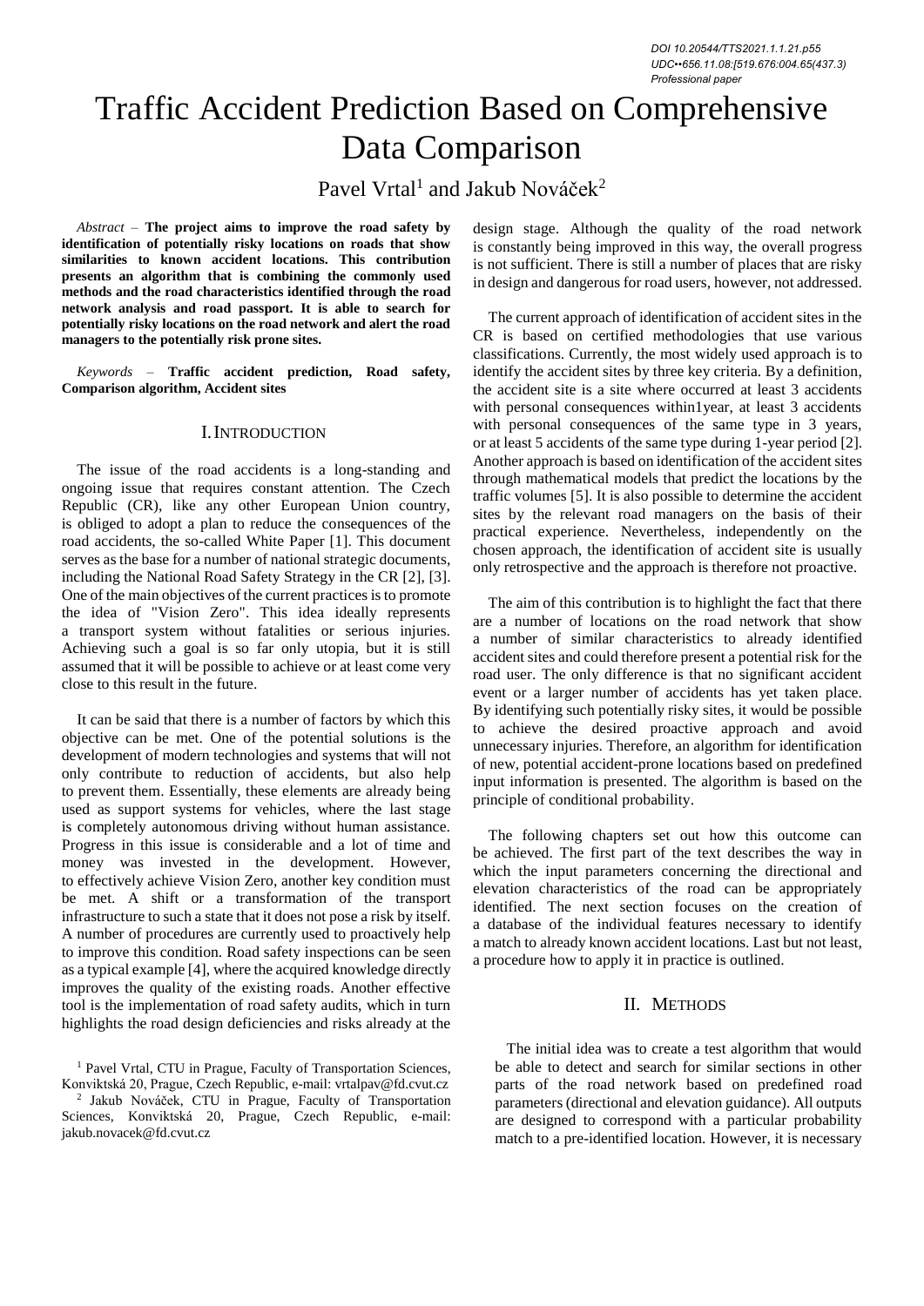DOI 10.20544/TTS2021.1.1.21.p55
UDC••656.11.08:[519.676:004.65(437.3)
*Professional paper*

# Traffic Accident Prediction Based on Comprehensive Data Comparison

Pavel Vrtal[1] and Jakub Nováček[2]

*Abstract* – **The project aims to improve the road safety by identification of potentially risky locations on roads that show similarities to known accident locations. This contribution presents an algorithm that is combining the commonly used methods and the road characteristics identified through the road network analysis and road passport. It is able to search for potentially risky locations on the road network and alert the road managers to the potentially risk prone sites.**

*Keywords* – **Traffic accident prediction, Road safety, Comparison algorithm, Accident sites**

## I. Introduction

The issue of the road accidents is a long-standing and ongoing issue that requires constant attention. The Czech Republic (CR), like any other European Union country, is obliged to adopt a plan to reduce the consequences of the road accidents, the so-called White Paper [1]. This document serves as the base for a number of national strategic documents, including the National Road Safety Strategy in the CR [2], [3]. One of the main objectives of the current practices is to promote the idea of "Vision Zero". This idea ideally represents a transport system without fatalities or serious injuries. Achieving such a goal is so far only utopia, but it is still assumed that it will be possible to achieve or at least come very close to this result in the future.

It can be said that there is a number of factors by which this objective can be met. One of the potential solutions is the development of modern technologies and systems that will not only contribute to reduction of accidents, but also help to prevent them. Essentially, these elements are already being used as support systems for vehicles, where the last stage is completely autonomous driving without human assistance. Progress in this issue is considerable and a lot of time and money was invested in the development. However, to effectively achieve Vision Zero, another key condition must be met. A shift or a transformation of the transport infrastructure to such a state that it does not pose a risk by itself. A number of procedures are currently used to proactively help to improve this condition. Road safety inspections can be seen as a typical example [4], where the acquired knowledge directly improves the quality of the existing roads. Another effective tool is the implementation of road safety audits, which in turn highlights the road design deficiencies and risks already at the design stage. Although the quality of the road network is constantly being improved in this way, the overall progress is not sufficient. There is still a number of places that are risky in design and dangerous for road users, however, not addressed.

The current approach of identification of accident sites in the CR is based on certified methodologies that use various classifications. Currently, the most widely used approach is to identify the accident sites by three key criteria. By a definition, the accident site is a site where occurred at least 3 accidents with personal consequences within1year, at least 3 accidents with personal consequences of the same type in 3 years, or at least 5 accidents of the same type during 1-year period [2]. Another approach is based on identification of the accident sites through mathematical models that predict the locations by the traffic volumes [5]. It is also possible to determine the accident sites by the relevant road managers on the basis of their practical experience. Nevertheless, independently on the chosen approach, the identification of accident site is usually only retrospective and the approach is therefore not proactive.

The aim of this contribution is to highlight the fact that there are a number of locations on the road network that show a number of similar characteristics to already identified accident sites and could therefore present a potential risk for the road user. The only difference is that no significant accident event or a larger number of accidents has yet taken place. By identifying such potentially risky sites, it would be possible to achieve the desired proactive approach and avoid unnecessary injuries. Therefore, an algorithm for identification of new, potential accident-prone locations based on predefined input information is presented. The algorithm is based on the principle of conditional probability.

The following chapters set out how this outcome can be achieved. The first part of the text describes the way in which the input parameters concerning the directional and elevation characteristics of the road can be appropriately identified. The next section focuses on the creation of a database of the individual features necessary to identify a match to already known accident locations. Last but not least, a procedure how to apply it in practice is outlined.

## II. Methods

The initial idea was to create a test algorithm that would be able to detect and search for similar sections in other parts of the road network based on predefined road parameters (directional and elevation guidance). All outputs are designed to correspond with a particular probability match to a pre-identified location. However, it is necessary

[1] Pavel Vrtal, CTU in Prague, Faculty of Transportation Sciences, Konviktská 20, Prague, Czech Republic, e-mail: vrtalpav@fd.cvut.cz

[2] Jakub Nováček, CTU in Prague, Faculty of Transportation Sciences, Konviktská 20, Prague, Czech Republic, e-mail: jakub.novacek@fd.cvut.cz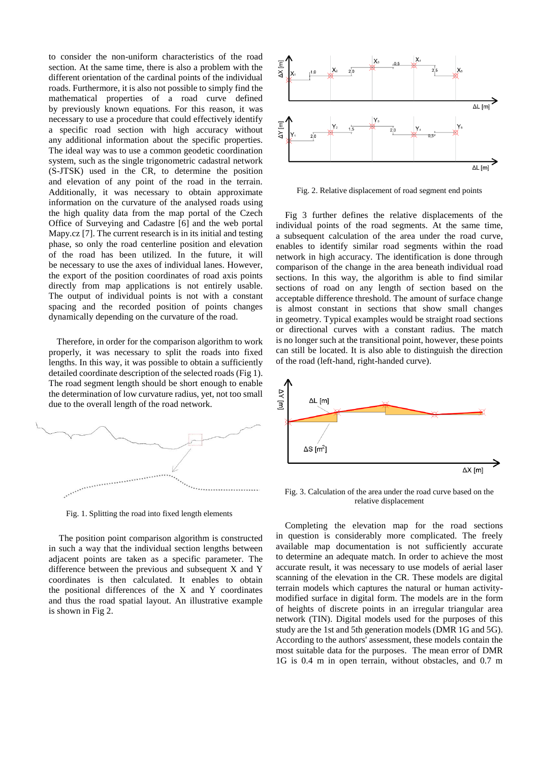to consider the non-uniform characteristics of the road section. At the same time, there is also a problem with the different orientation of the cardinal points of the individual roads. Furthermore, it is also not possible to simply find the mathematical properties of a road curve defined by previously known equations. For this reason, it was necessary to use a procedure that could effectively identify a specific road section with high accuracy without any additional information about the specific properties. The ideal way was to use a common geodetic coordination system, such as the single trigonometric cadastral network (S-JTSK) used in the CR, to determine the position and elevation of any point of the road in the terrain. Additionally, it was necessary to obtain approximate information on the curvature of the analysed roads using the high quality data from the map portal of the Czech Office of Surveying and Cadastre [6] and the web portal Mapy.cz [7]. The current research is in its initial and testing phase, so only the road centerline position and elevation of the road has been utilized. In the future, it will be necessary to use the axes of individual lanes. However, the export of the position coordinates of road axis points directly from map applications is not entirely usable. The output of individual points is not with a constant spacing and the recorded position of points changes dynamically depending on the curvature of the road.

Therefore, in order for the comparison algorithm to work properly, it was necessary to split the roads into fixed lengths. In this way, it was possible to obtain a sufficiently detailed coordinate description of the selected roads (Fig 1). The road segment length should be short enough to enable the determination of low curvature radius, yet, not too small due to the overall length of the road network.

Fig. 1. Splitting the road into fixed length elements

The position point comparison algorithm is constructed in such a way that the individual section lengths between adjacent points are taken as a specific parameter. The difference between the previous and subsequent X and Y coordinates is then calculated. It enables to obtain the positional differences of the X and Y coordinates and thus the road spatial layout. An illustrative example is shown in Fig 2.

ΔX [m]
X1
1,0
X2
2,0
X3
0,5
X4
2,5
X5
ΔL [m]

ΔY [m]
Y1
2,0
Y2
1,5
Y3
2,0
Y4
0,5
Y5
ΔL [m]

Fig. 2. Relative displacement of road segment end points

Fig 3 further defines the relative displacements of the individual points of the road segments. At the same time, a subsequent calculation of the area under the road curve, enables to identify similar road segments within the road network in high accuracy. The identification is done through comparison of the change in the area beneath individual road sections. In this way, the algorithm is able to find similar sections of road on any length of section based on the acceptable difference threshold. The amount of surface change is almost constant in sections that show small changes in geometry. Typical examples would be straight road sections or directional curves with a constant radius. The match is no longer such at the transitional point, however, these points can still be located. It is also able to distinguish the direction of the road (left-hand, right-handed curve).

ΔY [m]
ΔL [m]
ΔS [m$^2$]
ΔX [m]

Fig. 3. Calculation of the area under the road curve based on the relative displacement

Completing the elevation map for the road sections in question is considerably more complicated. The freely available map documentation is not sufficiently accurate to determine an adequate match. In order to achieve the most accurate result, it was necessary to use models of aerial laser scanning of the elevation in the CR. These models are digital terrain models which captures the natural or human activity-modified surface in digital form. The models are in the form of heights of discrete points in an irregular triangular area network (TIN). Digital models used for the purposes of this study are the 1st and 5th generation models (DMR 1G and 5G). According to the authors' assessment, these models contain the most suitable data for the purposes. The mean error of DMR 1G is 0.4 m in open terrain, without obstacles, and 0.7 m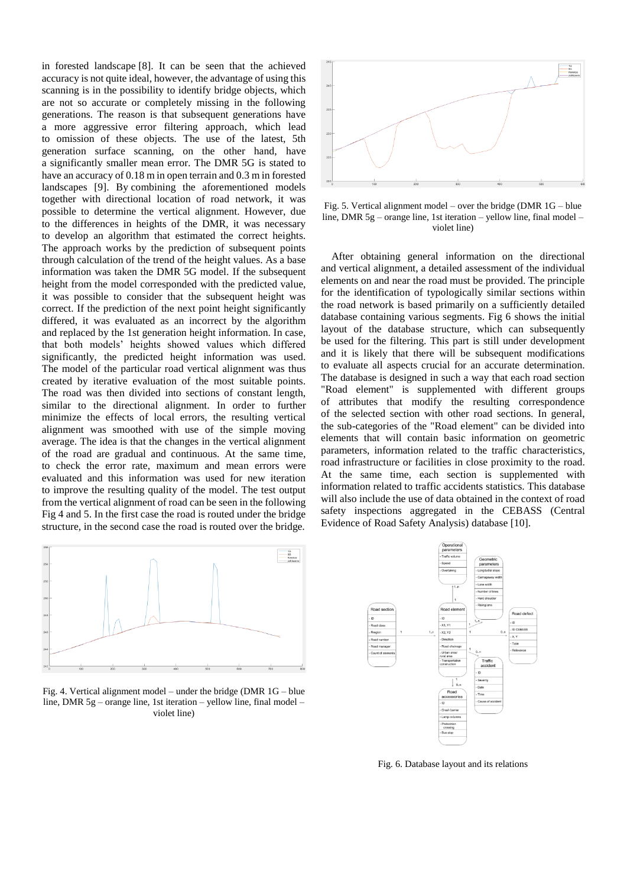in forested landscape [8]. It can be seen that the achieved accuracy is not quite ideal, however, the advantage of using this scanning is in the possibility to identify bridge objects, which are not so accurate or completely missing in the following generations. The reason is that subsequent generations have a more aggressive error filtering approach, which lead to omission of these objects. The use of the latest, 5th generation surface scanning, on the other hand, have a significantly smaller mean error. The DMR 5G is stated to have an accuracy of 0.18 m in open terrain and 0.3 m in forested landscapes [9]. By combining the aforementioned models together with directional location of road network, it was possible to determine the vertical alignment. However, due to the differences in heights of the DMR, it was necessary to develop an algorithm that estimated the correct heights. The approach works by the prediction of subsequent points through calculation of the trend of the height values. As a base information was taken the DMR 5G model. If the subsequent height from the model corresponded with the predicted value, it was possible to consider that the subsequent height was correct. If the prediction of the next point height significantly differed, it was evaluated as an incorrect by the algorithm and replaced by the 1st generation height information. In case, that both models' heights showed values which differed significantly, the predicted height information was used. The model of the particular road vertical alignment was thus created by iterative evaluation of the most suitable points. The road was then divided into sections of constant length, similar to the directional alignment. In order to further minimize the effects of local errors, the resulting vertical alignment was smoothed with use of the simple moving average. The idea is that the changes in the vertical alignment of the road are gradual and continuous. At the same time, to check the error rate, maximum and mean errors were evaluated and this information was used for new iteration to improve the resulting quality of the model. The test output from the vertical alignment of road can be seen in the following Fig 4 and 5. In the first case the road is routed under the bridge structure, in the second case the road is routed over the bridge.

Fig. 4. Vertical alignment model – under the bridge (DMR 1G – blue line, DMR 5g – orange line, 1st iteration – yellow line, final model – violet line)

Fig. 5. Vertical alignment model – over the bridge (DMR 1G – blue line, DMR 5g – orange line, 1st iteration – yellow line, final model – violet line)

After obtaining general information on the directional and vertical alignment, a detailed assessment of the individual elements on and near the road must be provided. The principle for the identification of typologically similar sections within the road network is based primarily on a sufficiently detailed database containing various segments. Fig 6 shows the initial layout of the database structure, which can subsequently be used for the filtering. This part is still under development and it is likely that there will be subsequent modifications to evaluate all aspects crucial for an accurate determination. The database is designed in such a way that each road section "Road element" is supplemented with different groups of attributes that modify the resulting correspondence of the selected section with other road sections. In general, the sub-categories of the "Road element" can be divided into elements that will contain basic information on geometric parameters, information related to the traffic characteristics, road infrastructure or facilities in close proximity to the road. At the same time, each section is supplemented with information related to traffic accidents statistics. This database will also include the use of data obtained in the context of road safety inspections aggregated in the CEBASS (Central Evidence of Road Safety Analysis) database [10].

Fig. 6. Database layout and its relations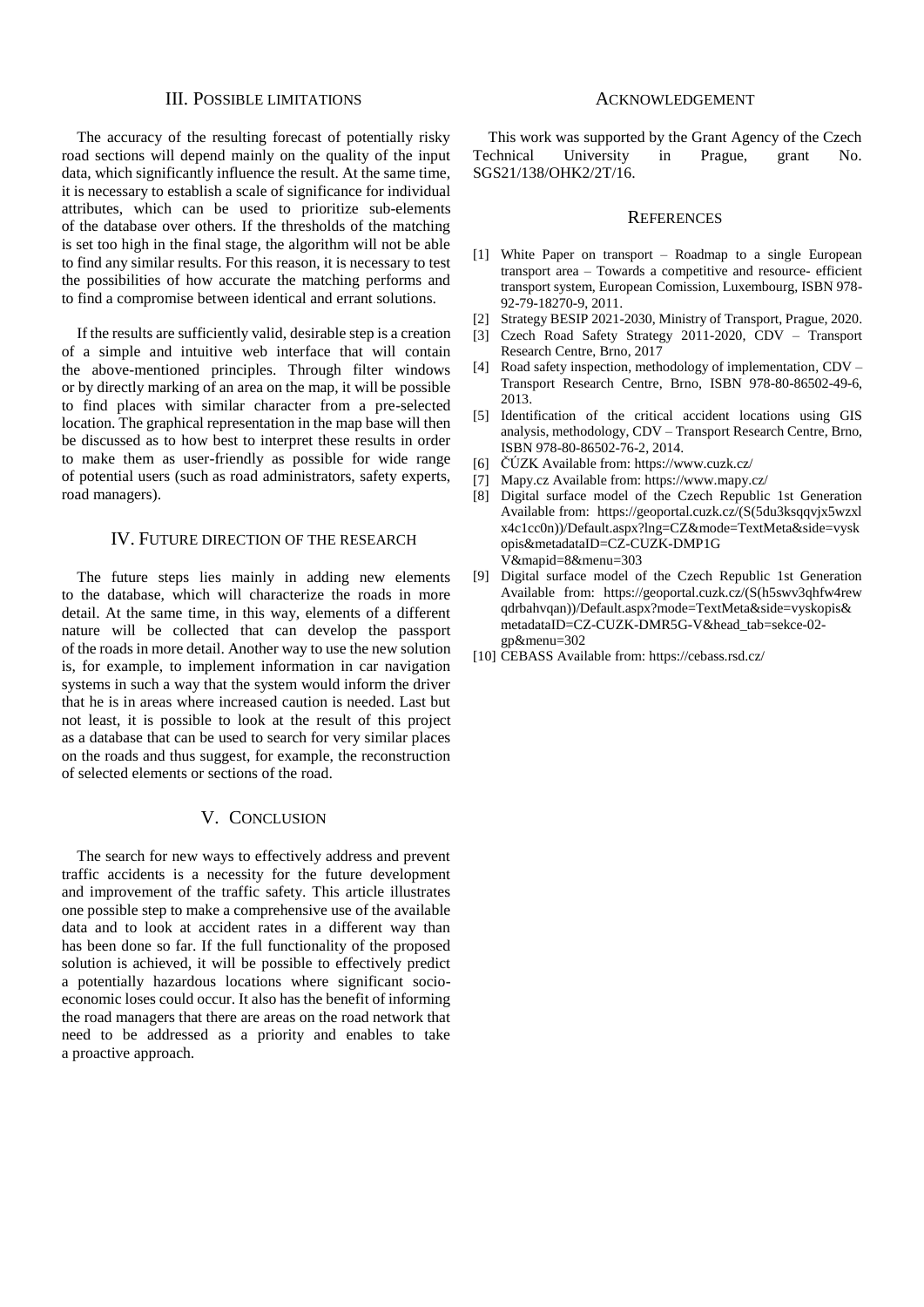## III. Possible limitations

The accuracy of the resulting forecast of potentially risky road sections will depend mainly on the quality of the input data, which significantly influence the result. At the same time, it is necessary to establish a scale of significance for individual attributes, which can be used to prioritize sub-elements of the database over others. If the thresholds of the matching is set too high in the final stage, the algorithm will not be able to find any similar results. For this reason, it is necessary to test the possibilities of how accurate the matching performs and to find a compromise between identical and errant solutions.

If the results are sufficiently valid, desirable step is a creation of a simple and intuitive web interface that will contain the above-mentioned principles. Through filter windows or by directly marking of an area on the map, it will be possible to find places with similar character from a pre-selected location. The graphical representation in the map base will then be discussed as to how best to interpret these results in order to make them as user-friendly as possible for wide range of potential users (such as road administrators, safety experts, road managers).

## IV. Future direction of the research

The future steps lies mainly in adding new elements to the database, which will characterize the roads in more detail. At the same time, in this way, elements of a different nature will be collected that can develop the passport of the roads in more detail. Another way to use the new solution is, for example, to implement information in car navigation systems in such a way that the system would inform the driver that he is in areas where increased caution is needed. Last but not least, it is possible to look at the result of this project as a database that can be used to search for very similar places on the roads and thus suggest, for example, the reconstruction of selected elements or sections of the road.

## V. Conclusion

The search for new ways to effectively address and prevent traffic accidents is a necessity for the future development and improvement of the traffic safety. This article illustrates one possible step to make a comprehensive use of the available data and to look at accident rates in a different way than has been done so far. If the full functionality of the proposed solution is achieved, it will be possible to effectively predict a potentially hazardous locations where significant socio-economic loses could occur. It also has the benefit of informing the road managers that there are areas on the road network that need to be addressed as a priority and enables to take a proactive approach.

## Acknowledgement

This work was supported by the Grant Agency of the Czech Technical University in Prague, grant No. SGS21/138/OHK2/2T/16.

## References

[1] White Paper on transport – Roadmap to a single European transport area – Towards a competitive and resource- efficient transport system, European Comission, Luxembourg, ISBN 978-92-79-18270-9, 2011.

[2] Strategy BESIP 2021-2030, Ministry of Transport, Prague, 2020.

[3] Czech Road Safety Strategy 2011-2020, CDV – Transport Research Centre, Brno, 2017

[4] Road safety inspection, methodology of implementation, CDV – Transport Research Centre, Brno, ISBN 978-80-86502-49-6, 2013.

[5] Identification of the critical accident locations using GIS analysis, methodology, CDV – Transport Research Centre, Brno, ISBN 978-80-86502-76-2, 2014.

[6] ČÚZK Available from: https://www.cuzk.cz/

[7] Mapy.cz Available from: https://www.mapy.cz/

[8] Digital surface model of the Czech Republic 1st Generation Available from: https://geoportal.cuzk.cz/(S(5du3ksqqvjx5wzxlx4c1cc0n))/Default.aspx?lng=CZ&mode=TextMeta&side=vyskopis&metadataID=CZ-CUZK-DMP1G V&mapid=8&menu=303

[9] Digital surface model of the Czech Republic 1st Generation Available from: https://geoportal.cuzk.cz/(S(h5swv3qhfw4rewqdrbahvqan))/Default.aspx?mode=TextMeta&side=vyskopis&metadataID=CZ-CUZK-DMR5G-V&head_tab=sekce-02-gp&menu=302

[10] CEBASS Available from: https://cebass.rsd.cz/